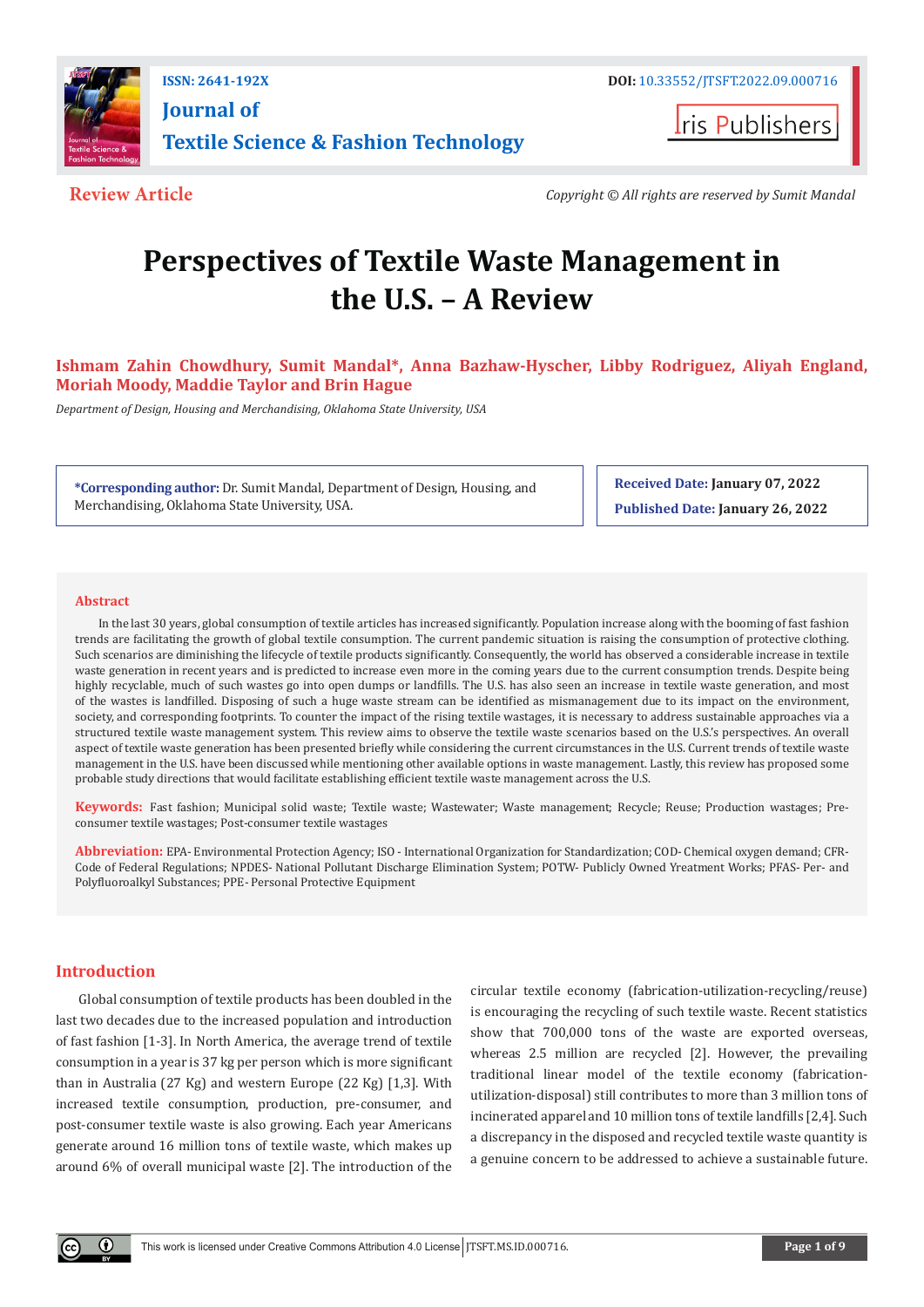Review Article

Copyright © All rights are reserved by Sumit Mandal

# Perspectives of Textile Waste Management in the U.S. – A Review

**Ishmam Zahin Chowdhury, Sumit Mandal*, Anna Bazhaw-Hyscher, Libby Rodriguez, Aliyah England, Moriah Moody, Maddie Taylor and Brin Hague**

*Department of Design, Housing and Merchandising, Oklahoma State University, USA*

**\*Corresponding author:** Dr. Sumit Mandal, Department of Design, Housing, and Merchandising, Oklahoma State University, USA.

**Received Date: January 07, 2022**

**Published Date: January 26, 2022**

## Abstract

In the last 30 years, global consumption of textile articles has increased significantly. Population increase along with the booming of fast fashion trends are facilitating the growth of global textile consumption. The current pandemic situation is raising the consumption of protective clothing. Such scenarios are diminishing the lifecycle of textile products significantly. Consequently, the world has observed a considerable increase in textile waste generation in recent years and is predicted to increase even more in the coming years due to the current consumption trends. Despite being highly recyclable, much of such wastes go into open dumps or landfills. The U.S. has also seen an increase in textile waste generation, and most of the wastes is landfilled. Disposing of such a huge waste stream can be identified as mismanagement due to its impact on the environment, society, and corresponding footprints. To counter the impact of the rising textile wastages, it is necessary to address sustainable approaches via a structured textile waste management system. This review aims to observe the textile waste scenarios based on the U.S.'s perspectives. An overall aspect of textile waste generation has been presented briefly while considering the current circumstances in the U.S. Current trends of textile waste management in the U.S. have been discussed while mentioning other available options in waste management. Lastly, this review has proposed some probable study directions that would facilitate establishing efficient textile waste management across the U.S.

**Keywords:** Fast fashion; Municipal solid waste; Textile waste; Wastewater; Waste management; Recycle; Reuse; Production wastages; Pre-consumer textile wastages; Post-consumer textile wastages

**Abbreviation:** EPA- Environmental Protection Agency; ISO - International Organization for Standardization; COD- Chemical oxygen demand; CFR- Code of Federal Regulations; NPDES- National Pollutant Discharge Elimination System; POTW- Publicly Owned Yreatment Works; PFAS- Per- and Polyfluoroalkyl Substances; PPE- Personal Protective Equipment

## Introduction

Global consumption of textile products has been doubled in the last two decades due to the increased population and introduction of fast fashion [1-3]. In North America, the average trend of textile consumption in a year is 37 kg per person which is more significant than in Australia (27 Kg) and western Europe (22 Kg) [1,3]. With increased textile consumption, production, pre-consumer, and post-consumer textile waste is also growing. Each year Americans generate around 16 million tons of textile waste, which makes up around 6% of overall municipal waste [2]. The introduction of the circular textile economy (fabrication-utilization-recycling/reuse) is encouraging the recycling of such textile waste. Recent statistics show that 700,000 tons of the waste are exported overseas, whereas 2.5 million are recycled [2]. However, the prevailing traditional linear model of the textile economy (fabrication-utilization-disposal) still contributes to more than 3 million tons of incinerated apparel and 10 million tons of textile landfills [2,4]. Such a discrepancy in the disposed and recycled textile waste quantity is a genuine concern to be addressed to achieve a sustainable future.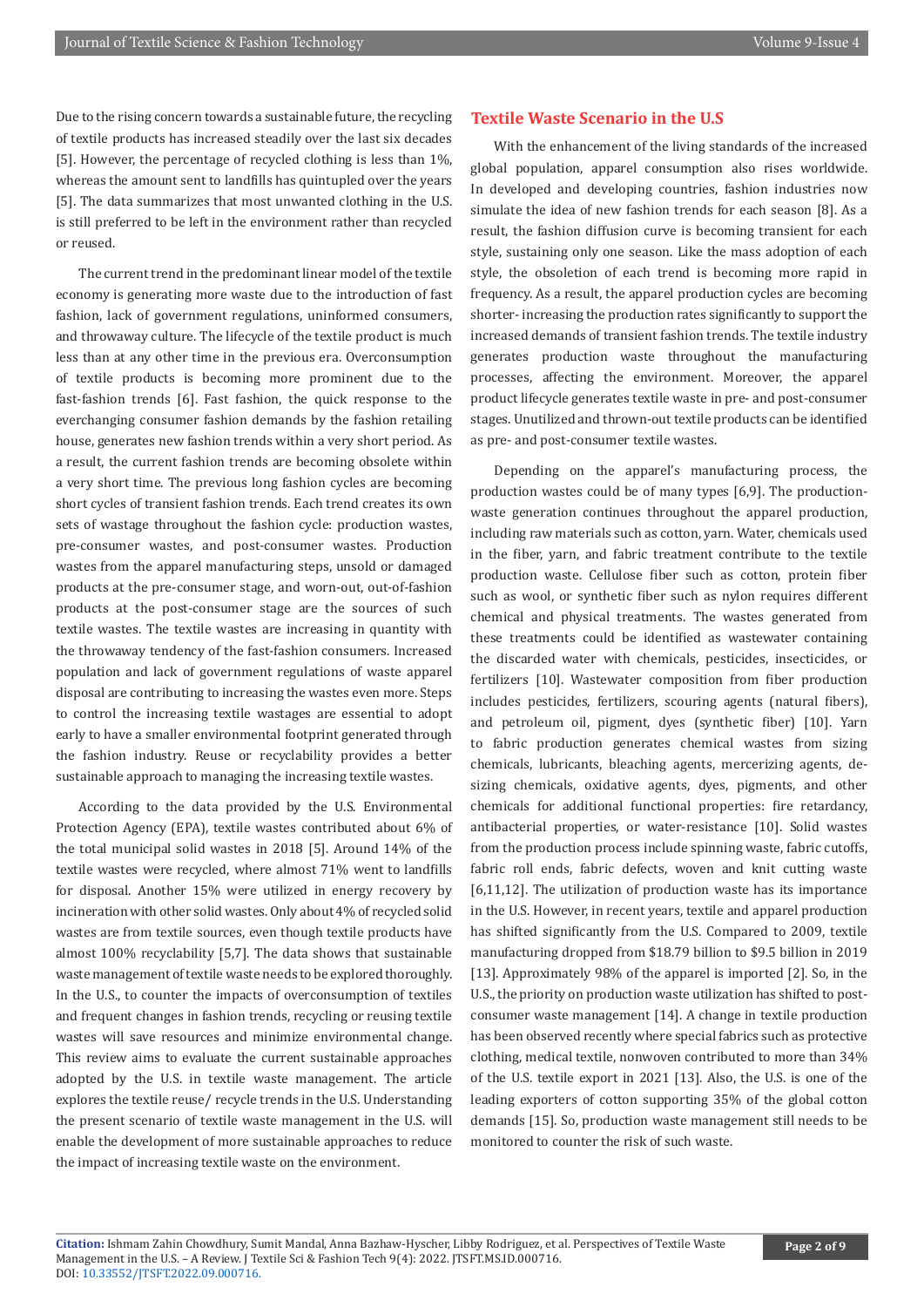Due to the rising concern towards a sustainable future, the recycling of textile products has increased steadily over the last six decades [5]. However, the percentage of recycled clothing is less than 1%, whereas the amount sent to landfills has quintupled over the years [5]. The data summarizes that most unwanted clothing in the U.S. is still preferred to be left in the environment rather than recycled or reused.

The current trend in the predominant linear model of the textile economy is generating more waste due to the introduction of fast fashion, lack of government regulations, uninformed consumers, and throwaway culture. The lifecycle of the textile product is much less than at any other time in the previous era. Overconsumption of textile products is becoming more prominent due to the fast-fashion trends [6]. Fast fashion, the quick response to the everchanging consumer fashion demands by the fashion retailing house, generates new fashion trends within a very short period. As a result, the current fashion trends are becoming obsolete within a very short time. The previous long fashion cycles are becoming short cycles of transient fashion trends. Each trend creates its own sets of wastage throughout the fashion cycle: production wastes, pre-consumer wastes, and post-consumer wastes. Production wastes from the apparel manufacturing steps, unsold or damaged products at the pre-consumer stage, and worn-out, out-of-fashion products at the post-consumer stage are the sources of such textile wastes. The textile wastes are increasing in quantity with the throwaway tendency of the fast-fashion consumers. Increased population and lack of government regulations of waste apparel disposal are contributing to increasing the wastes even more. Steps to control the increasing textile wastages are essential to adopt early to have a smaller environmental footprint generated through the fashion industry. Reuse or recyclability provides a better sustainable approach to managing the increasing textile wastes.

According to the data provided by the U.S. Environmental Protection Agency (EPA), textile wastes contributed about 6% of the total municipal solid wastes in 2018 [5]. Around 14% of the textile wastes were recycled, where almost 71% went to landfills for disposal. Another 15% were utilized in energy recovery by incineration with other solid wastes. Only about 4% of recycled solid wastes are from textile sources, even though textile products have almost 100% recyclability [5,7]. The data shows that sustainable waste management of textile waste needs to be explored thoroughly. In the U.S., to counter the impacts of overconsumption of textiles and frequent changes in fashion trends, recycling or reusing textile wastes will save resources and minimize environmental change. This review aims to evaluate the current sustainable approaches adopted by the U.S. in textile waste management. The article explores the textile reuse/ recycle trends in the U.S. Understanding the present scenario of textile waste management in the U.S. will enable the development of more sustainable approaches to reduce the impact of increasing textile waste on the environment.

## Textile Waste Scenario in the U.S

With the enhancement of the living standards of the increased global population, apparel consumption also rises worldwide. In developed and developing countries, fashion industries now simulate the idea of new fashion trends for each season [8]. As a result, the fashion diffusion curve is becoming transient for each style, sustaining only one season. Like the mass adoption of each style, the obsoletion of each trend is becoming more rapid in frequency. As a result, the apparel production cycles are becoming shorter- increasing the production rates significantly to support the increased demands of transient fashion trends. The textile industry generates production waste throughout the manufacturing processes, affecting the environment. Moreover, the apparel product lifecycle generates textile waste in pre- and post-consumer stages. Unutilized and thrown-out textile products can be identified as pre- and post-consumer textile wastes.

Depending on the apparel's manufacturing process, the production wastes could be of many types [6,9]. The production-waste generation continues throughout the apparel production, including raw materials such as cotton, yarn. Water, chemicals used in the fiber, yarn, and fabric treatment contribute to the textile production waste. Cellulose fiber such as cotton, protein fiber such as wool, or synthetic fiber such as nylon requires different chemical and physical treatments. The wastes generated from these treatments could be identified as wastewater containing the discarded water with chemicals, pesticides, insecticides, or fertilizers [10]. Wastewater composition from fiber production includes pesticides, fertilizers, scouring agents (natural fibers), and petroleum oil, pigment, dyes (synthetic fiber) [10]. Yarn to fabric production generates chemical wastes from sizing chemicals, lubricants, bleaching agents, mercerizing agents, de-sizing chemicals, oxidative agents, dyes, pigments, and other chemicals for additional functional properties: fire retardancy, antibacterial properties, or water-resistance [10]. Solid wastes from the production process include spinning waste, fabric cutoffs, fabric roll ends, fabric defects, woven and knit cutting waste [6,11,12]. The utilization of production waste has its importance in the U.S. However, in recent years, textile and apparel production has shifted significantly from the U.S. Compared to 2009, textile manufacturing dropped from $18.79 billion to $9.5 billion in 2019 [13]. Approximately 98% of the apparel is imported [2]. So, in the U.S., the priority on production waste utilization has shifted to post-consumer waste management [14]. A change in textile production has been observed recently where special fabrics such as protective clothing, medical textile, nonwoven contributed to more than 34% of the U.S. textile export in 2021 [13]. Also, the U.S. is one of the leading exporters of cotton supporting 35% of the global cotton demands [15]. So, production waste management still needs to be monitored to counter the risk of such waste.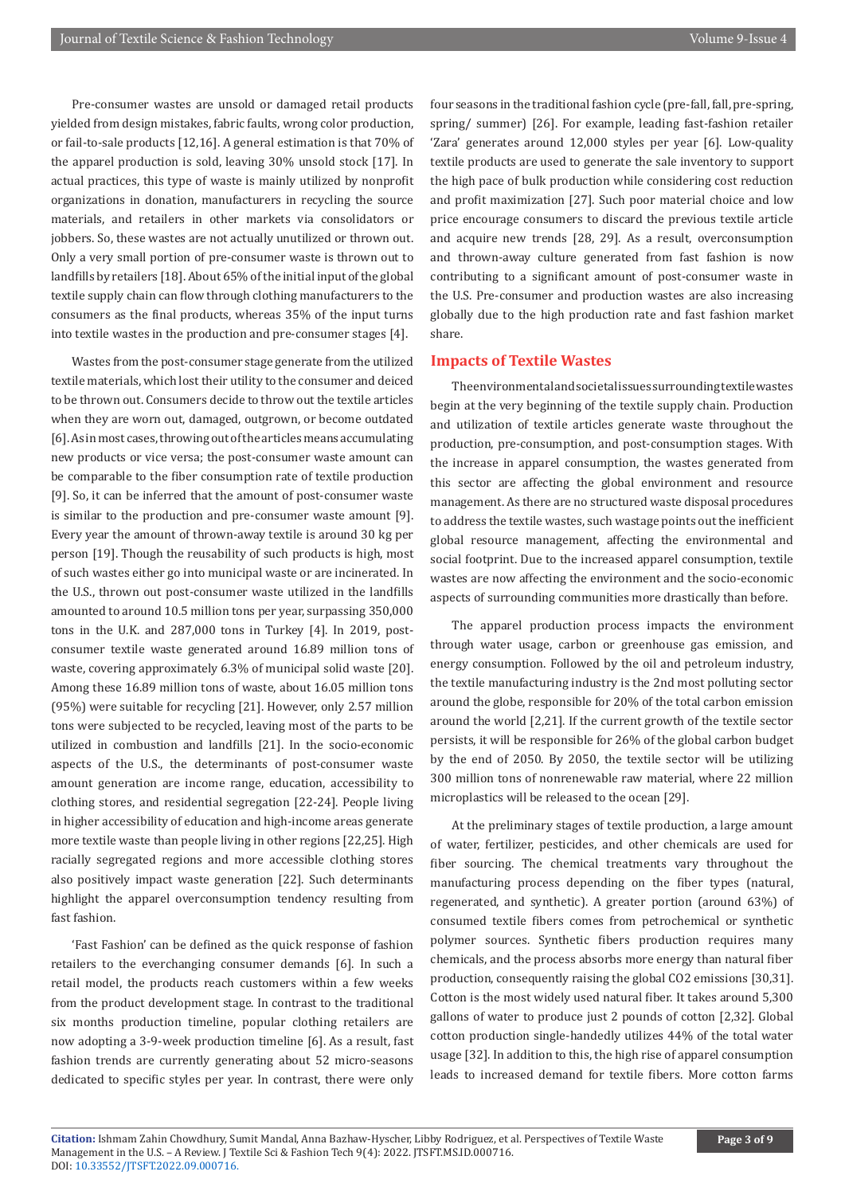Pre-consumer wastes are unsold or damaged retail products yielded from design mistakes, fabric faults, wrong color production, or fail-to-sale products [12,16]. A general estimation is that 70% of the apparel production is sold, leaving 30% unsold stock [17]. In actual practices, this type of waste is mainly utilized by nonprofit organizations in donation, manufacturers in recycling the source materials, and retailers in other markets via consolidators or jobbers. So, these wastes are not actually unutilized or thrown out. Only a very small portion of pre-consumer waste is thrown out to landfills by retailers [18]. About 65% of the initial input of the global textile supply chain can flow through clothing manufacturers to the consumers as the final products, whereas 35% of the input turns into textile wastes in the production and pre-consumer stages [4].

Wastes from the post-consumer stage generate from the utilized textile materials, which lost their utility to the consumer and deiced to be thrown out. Consumers decide to throw out the textile articles when they are worn out, damaged, outgrown, or become outdated [6]. As in most cases, throwing out of the articles means accumulating new products or vice versa; the post-consumer waste amount can be comparable to the fiber consumption rate of textile production [9]. So, it can be inferred that the amount of post-consumer waste is similar to the production and pre-consumer waste amount [9]. Every year the amount of thrown-away textile is around 30 kg per person [19]. Though the reusability of such products is high, most of such wastes either go into municipal waste or are incinerated. In the U.S., thrown out post-consumer waste utilized in the landfills amounted to around 10.5 million tons per year, surpassing 350,000 tons in the U.K. and 287,000 tons in Turkey [4]. In 2019, post-consumer textile waste generated around 16.89 million tons of waste, covering approximately 6.3% of municipal solid waste [20]. Among these 16.89 million tons of waste, about 16.05 million tons (95%) were suitable for recycling [21]. However, only 2.57 million tons were subjected to be recycled, leaving most of the parts to be utilized in combustion and landfills [21]. In the socio-economic aspects of the U.S., the determinants of post-consumer waste amount generation are income range, education, accessibility to clothing stores, and residential segregation [22-24]. People living in higher accessibility of education and high-income areas generate more textile waste than people living in other regions [22,25]. High racially segregated regions and more accessible clothing stores also positively impact waste generation [22]. Such determinants highlight the apparel overconsumption tendency resulting from fast fashion.

'Fast Fashion' can be defined as the quick response of fashion retailers to the everchanging consumer demands [6]. In such a retail model, the products reach customers within a few weeks from the product development stage. In contrast to the traditional six months production timeline, popular clothing retailers are now adopting a 3-9-week production timeline [6]. As a result, fast fashion trends are currently generating about 52 micro-seasons dedicated to specific styles per year. In contrast, there were only four seasons in the traditional fashion cycle (pre-fall, fall, pre-spring, spring/ summer) [26]. For example, leading fast-fashion retailer 'Zara' generates around 12,000 styles per year [6]. Low-quality textile products are used to generate the sale inventory to support the high pace of bulk production while considering cost reduction and profit maximization [27]. Such poor material choice and low price encourage consumers to discard the previous textile article and acquire new trends [28, 29]. As a result, overconsumption and thrown-away culture generated from fast fashion is now contributing to a significant amount of post-consumer waste in the U.S. Pre-consumer and production wastes are also increasing globally due to the high production rate and fast fashion market share.

## Impacts of Textile Wastes

The environmental and societal issues surrounding textile wastes begin at the very beginning of the textile supply chain. Production and utilization of textile articles generate waste throughout the production, pre-consumption, and post-consumption stages. With the increase in apparel consumption, the wastes generated from this sector are affecting the global environment and resource management. As there are no structured waste disposal procedures to address the textile wastes, such wastage points out the inefficient global resource management, affecting the environmental and social footprint. Due to the increased apparel consumption, textile wastes are now affecting the environment and the socio-economic aspects of surrounding communities more drastically than before.

The apparel production process impacts the environment through water usage, carbon or greenhouse gas emission, and energy consumption. Followed by the oil and petroleum industry, the textile manufacturing industry is the 2nd most polluting sector around the globe, responsible for 20% of the total carbon emission around the world [2,21]. If the current growth of the textile sector persists, it will be responsible for 26% of the global carbon budget by the end of 2050. By 2050, the textile sector will be utilizing 300 million tons of nonrenewable raw material, where 22 million microplastics will be released to the ocean [29].

At the preliminary stages of textile production, a large amount of water, fertilizer, pesticides, and other chemicals are used for fiber sourcing. The chemical treatments vary throughout the manufacturing process depending on the fiber types (natural, regenerated, and synthetic). A greater portion (around 63%) of consumed textile fibers comes from petrochemical or synthetic polymer sources. Synthetic fibers production requires many chemicals, and the process absorbs more energy than natural fiber production, consequently raising the global $CO_2$ emissions [30,31]. Cotton is the most widely used natural fiber. It takes around 5,300 gallons of water to produce just 2 pounds of cotton [2,32]. Global cotton production single-handedly utilizes 44% of the total water usage [32]. In addition to this, the high rise of apparel consumption leads to increased demand for textile fibers. More cotton farms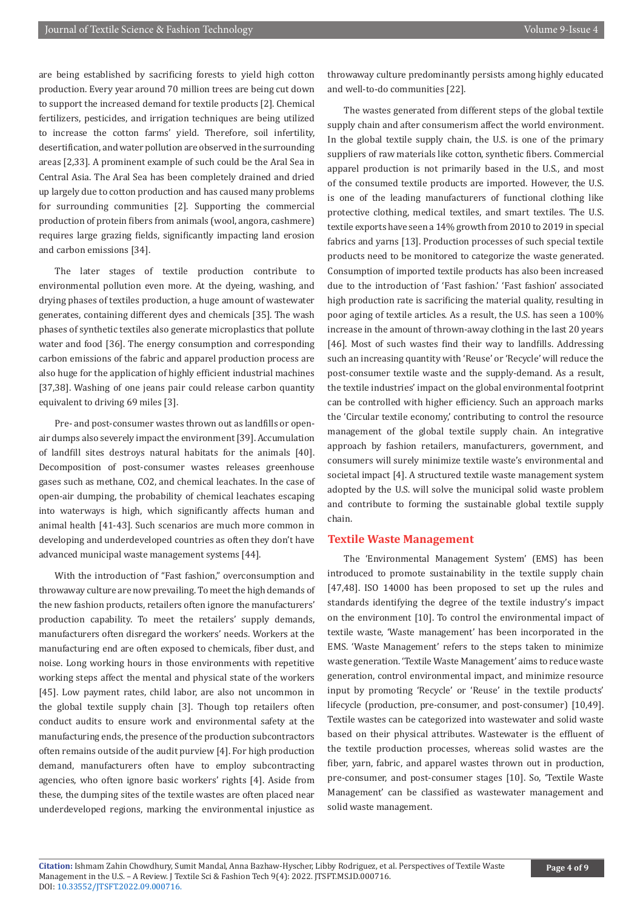are being established by sacrificing forests to yield high cotton production. Every year around 70 million trees are being cut down to support the increased demand for textile products [2]. Chemical fertilizers, pesticides, and irrigation techniques are being utilized to increase the cotton farms' yield. Therefore, soil infertility, desertification, and water pollution are observed in the surrounding areas [2,33]. A prominent example of such could be the Aral Sea in Central Asia. The Aral Sea has been completely drained and dried up largely due to cotton production and has caused many problems for surrounding communities [2]. Supporting the commercial production of protein fibers from animals (wool, angora, cashmere) requires large grazing fields, significantly impacting land erosion and carbon emissions [34].

The later stages of textile production contribute to environmental pollution even more. At the dyeing, washing, and drying phases of textiles production, a huge amount of wastewater generates, containing different dyes and chemicals [35]. The wash phases of synthetic textiles also generate microplastics that pollute water and food [36]. The energy consumption and corresponding carbon emissions of the fabric and apparel production process are also huge for the application of highly efficient industrial machines [37,38]. Washing of one jeans pair could release carbon quantity equivalent to driving 69 miles [3].

Pre- and post-consumer wastes thrown out as landfills or open-air dumps also severely impact the environment [39]. Accumulation of landfill sites destroys natural habitats for the animals [40]. Decomposition of post-consumer wastes releases greenhouse gases such as methane, CO2, and chemical leachates. In the case of open-air dumping, the probability of chemical leachates escaping into waterways is high, which significantly affects human and animal health [41-43]. Such scenarios are much more common in developing and underdeveloped countries as often they don't have advanced municipal waste management systems [44].

With the introduction of "Fast fashion," overconsumption and throwaway culture are now prevailing. To meet the high demands of the new fashion products, retailers often ignore the manufacturers' production capability. To meet the retailers' supply demands, manufacturers often disregard the workers' needs. Workers at the manufacturing end are often exposed to chemicals, fiber dust, and noise. Long working hours in those environments with repetitive working steps affect the mental and physical state of the workers [45]. Low payment rates, child labor, are also not uncommon in the global textile supply chain [3]. Though top retailers often conduct audits to ensure work and environmental safety at the manufacturing ends, the presence of the production subcontractors often remains outside of the audit purview [4]. For high production demand, manufacturers often have to employ subcontracting agencies, who often ignore basic workers' rights [4]. Aside from these, the dumping sites of the textile wastes are often placed near underdeveloped regions, marking the environmental injustice as throwaway culture predominantly persists among highly educated and well-to-do communities [22].

The wastes generated from different steps of the global textile supply chain and after consumerism affect the world environment. In the global textile supply chain, the U.S. is one of the primary suppliers of raw materials like cotton, synthetic fibers. Commercial apparel production is not primarily based in the U.S., and most of the consumed textile products are imported. However, the U.S. is one of the leading manufacturers of functional clothing like protective clothing, medical textiles, and smart textiles. The U.S. textile exports have seen a 14% growth from 2010 to 2019 in special fabrics and yarns [13]. Production processes of such special textile products need to be monitored to categorize the waste generated. Consumption of imported textile products has also been increased due to the introduction of 'Fast fashion.' 'Fast fashion' associated high production rate is sacrificing the material quality, resulting in poor aging of textile articles. As a result, the U.S. has seen a 100% increase in the amount of thrown-away clothing in the last 20 years [46]. Most of such wastes find their way to landfills. Addressing such an increasing quantity with 'Reuse' or 'Recycle' will reduce the post-consumer textile waste and the supply-demand. As a result, the textile industries' impact on the global environmental footprint can be controlled with higher efficiency. Such an approach marks the 'Circular textile economy,' contributing to control the resource management of the global textile supply chain. An integrative approach by fashion retailers, manufacturers, government, and consumers will surely minimize textile waste's environmental and societal impact [4]. A structured textile waste management system adopted by the U.S. will solve the municipal solid waste problem and contribute to forming the sustainable global textile supply chain.

## Textile Waste Management

The 'Environmental Management System' (EMS) has been introduced to promote sustainability in the textile supply chain [47,48]. ISO 14000 has been proposed to set up the rules and standards identifying the degree of the textile industry's impact on the environment [10]. To control the environmental impact of textile waste, 'Waste management' has been incorporated in the EMS. 'Waste Management' refers to the steps taken to minimize waste generation. 'Textile Waste Management' aims to reduce waste generation, control environmental impact, and minimize resource input by promoting 'Recycle' or 'Reuse' in the textile products' lifecycle (production, pre-consumer, and post-consumer) [10,49]. Textile wastes can be categorized into wastewater and solid waste based on their physical attributes. Wastewater is the effluent of the textile production processes, whereas solid wastes are the fiber, yarn, fabric, and apparel wastes thrown out in production, pre-consumer, and post-consumer stages [10]. So, 'Textile Waste Management' can be classified as wastewater management and solid waste management.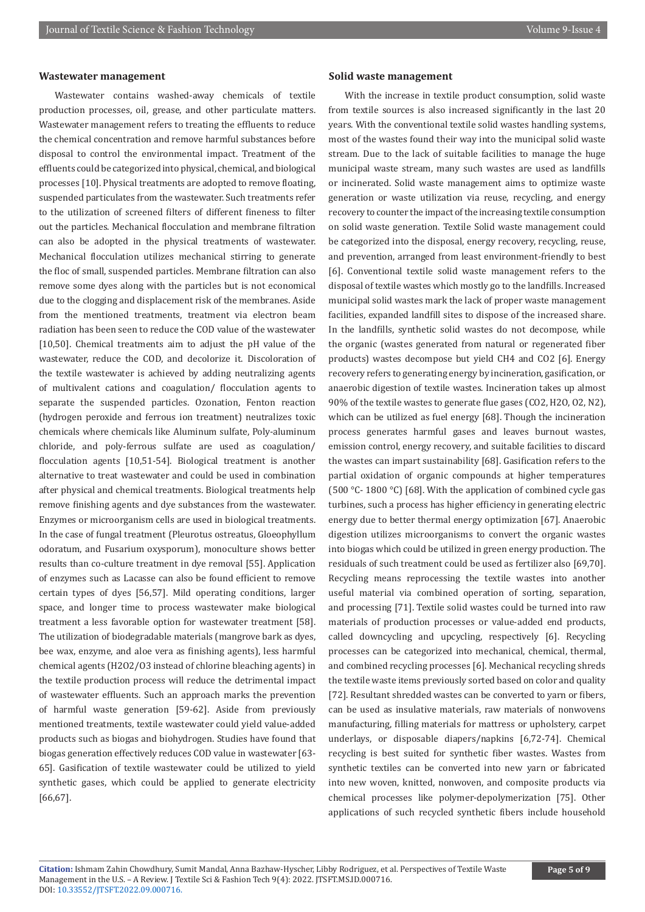### Wastewater management

Wastewater contains washed-away chemicals of textile production processes, oil, grease, and other particulate matters. Wastewater management refers to treating the effluents to reduce the chemical concentration and remove harmful substances before disposal to control the environmental impact. Treatment of the effluents could be categorized into physical, chemical, and biological processes [10]. Physical treatments are adopted to remove floating, suspended particulates from the wastewater. Such treatments refer to the utilization of screened filters of different fineness to filter out the particles. Mechanical flocculation and membrane filtration can also be adopted in the physical treatments of wastewater. Mechanical flocculation utilizes mechanical stirring to generate the floc of small, suspended particles. Membrane filtration can also remove some dyes along with the particles but is not economical due to the clogging and displacement risk of the membranes. Aside from the mentioned treatments, treatment via electron beam radiation has been seen to reduce the COD value of the wastewater [10,50]. Chemical treatments aim to adjust the pH value of the wastewater, reduce the COD, and decolorize it. Discoloration of the textile wastewater is achieved by adding neutralizing agents of multivalent cations and coagulation/ flocculation agents to separate the suspended particles. Ozonation, Fenton reaction (hydrogen peroxide and ferrous ion treatment) neutralizes toxic chemicals where chemicals like Aluminum sulfate, Poly-aluminum chloride, and poly-ferrous sulfate are used as coagulation/ flocculation agents [10,51-54]. Biological treatment is another alternative to treat wastewater and could be used in combination after physical and chemical treatments. Biological treatments help remove finishing agents and dye substances from the wastewater. Enzymes or microorganism cells are used in biological treatments. In the case of fungal treatment (Pleurotus ostreatus, Gloeophyllum odoratum, and Fusarium oxysporum), monoculture shows better results than co-culture treatment in dye removal [55]. Application of enzymes such as Lacasse can also be found efficient to remove certain types of dyes [56,57]. Mild operating conditions, larger space, and longer time to process wastewater make biological treatment a less favorable option for wastewater treatment [58]. The utilization of biodegradable materials (mangrove bark as dyes, bee wax, enzyme, and aloe vera as finishing agents), less harmful chemical agents ($H_2O_2/O_3$ instead of chlorine bleaching agents) in the textile production process will reduce the detrimental impact of wastewater effluents. Such an approach marks the prevention of harmful waste generation [59-62]. Aside from previously mentioned treatments, textile wastewater could yield value-added products such as biogas and biohydrogen. Studies have found that biogas generation effectively reduces COD value in wastewater [63-65]. Gasification of textile wastewater could be utilized to yield synthetic gases, which could be applied to generate electricity [66,67].

### Solid waste management

With the increase in textile product consumption, solid waste from textile sources is also increased significantly in the last 20 years. With the conventional textile solid wastes handling systems, most of the wastes found their way into the municipal solid waste stream. Due to the lack of suitable facilities to manage the huge municipal waste stream, many such wastes are used as landfills or incinerated. Solid waste management aims to optimize waste generation or waste utilization via reuse, recycling, and energy recovery to counter the impact of the increasing textile consumption on solid waste generation. Textile Solid waste management could be categorized into the disposal, energy recovery, recycling, reuse, and prevention, arranged from least environment-friendly to best [6]. Conventional textile solid waste management refers to the disposal of textile wastes which mostly go to the landfills. Increased municipal solid wastes mark the lack of proper waste management facilities, expanded landfill sites to dispose of the increased share. In the landfills, synthetic solid wastes do not decompose, while the organic (wastes generated from natural or regenerated fiber products) wastes decompose but yield $CH_4$ and $CO_2$ [6]. Energy recovery refers to generating energy by incineration, gasification, or anaerobic digestion of textile wastes. Incineration takes up almost 90% of the textile wastes to generate flue gases ($CO_2$, $H_2O$, $O_2$, $N_2$), which can be utilized as fuel energy [68]. Though the incineration process generates harmful gases and leaves burnout wastes, emission control, energy recovery, and suitable facilities to discard the wastes can impart sustainability [68]. Gasification refers to the partial oxidation of organic compounds at higher temperatures (500 °C- 1800 °C) [68]. With the application of combined cycle gas turbines, such a process has higher efficiency in generating electric energy due to better thermal energy optimization [67]. Anaerobic digestion utilizes microorganisms to convert the organic wastes into biogas which could be utilized in green energy production. The residuals of such treatment could be used as fertilizer also [69,70]. Recycling means reprocessing the textile wastes into another useful material via combined operation of sorting, separation, and processing [71]. Textile solid wastes could be turned into raw materials of production processes or value-added end products, called downcycling and upcycling, respectively [6]. Recycling processes can be categorized into mechanical, chemical, thermal, and combined recycling processes [6]. Mechanical recycling shreds the textile waste items previously sorted based on color and quality [72]. Resultant shredded wastes can be converted to yarn or fibers, can be used as insulative materials, raw materials of nonwovens manufacturing, filling materials for mattress or upholstery, carpet underlays, or disposable diapers/napkins [6,72-74]. Chemical recycling is best suited for synthetic fiber wastes. Wastes from synthetic textiles can be converted into new yarn or fabricated into new woven, knitted, nonwoven, and composite products via chemical processes like polymer-depolymerization [75]. Other applications of such recycled synthetic fibers include household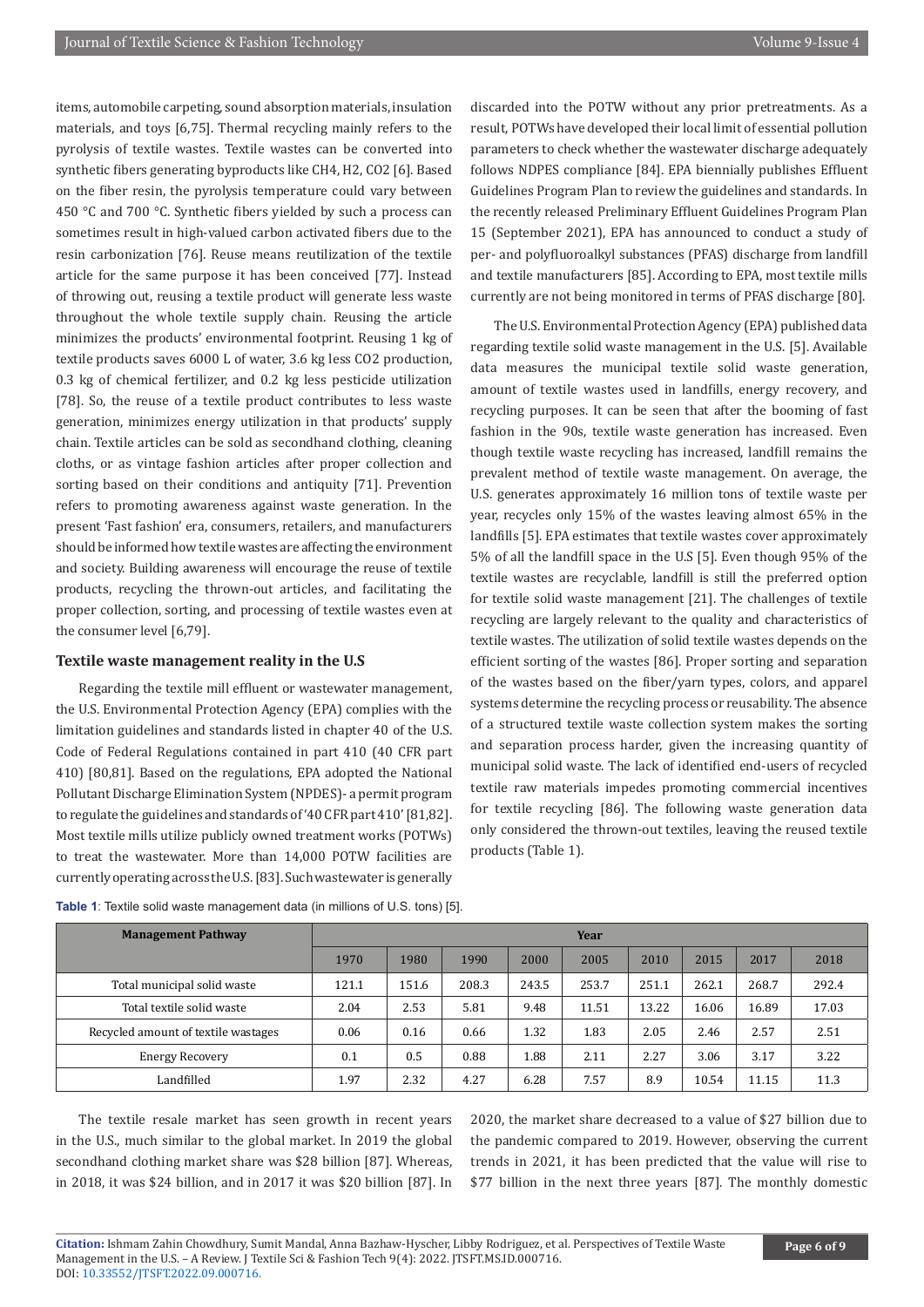items, automobile carpeting, sound absorption materials, insulation materials, and toys [6,75]. Thermal recycling mainly refers to the pyrolysis of textile wastes. Textile wastes can be converted into synthetic fibers generating byproducts like $CH_4$, $H_2$, $CO_2$ [6]. Based on the fiber resin, the pyrolysis temperature could vary between 450 °C and 700 °C. Synthetic fibers yielded by such a process can sometimes result in high-valued carbon activated fibers due to the resin carbonization [76]. Reuse means reutilization of the textile article for the same purpose it has been conceived [77]. Instead of throwing out, reusing a textile product will generate less waste throughout the whole textile supply chain. Reusing the article minimizes the products' environmental footprint. Reusing 1 kg of textile products saves 6000 L of water, 3.6 kg less $CO_2$ production, 0.3 kg of chemical fertilizer, and 0.2 kg less pesticide utilization [78]. So, the reuse of a textile product contributes to less waste generation, minimizes energy utilization in that products' supply chain. Textile articles can be sold as secondhand clothing, cleaning cloths, or as vintage fashion articles after proper collection and sorting based on their conditions and antiquity [71]. Prevention refers to promoting awareness against waste generation. In the present 'Fast fashion' era, consumers, retailers, and manufacturers should be informed how textile wastes are affecting the environment and society. Building awareness will encourage the reuse of textile products, recycling the thrown-out articles, and facilitating the proper collection, sorting, and processing of textile wastes even at the consumer level [6,79].

## Textile waste management reality in the U.S

Regarding the textile mill effluent or wastewater management, the U.S. Environmental Protection Agency (EPA) complies with the limitation guidelines and standards listed in chapter 40 of the U.S. Code of Federal Regulations contained in part 410 (40 CFR part 410) [80,81]. Based on the regulations, EPA adopted the National Pollutant Discharge Elimination System (NPDES)- a permit program to regulate the guidelines and standards of '40 CFR part 410' [81,82]. Most textile mills utilize publicly owned treatment works (POTWs) to treat the wastewater. More than 14,000 POTW facilities are currently operating across the U.S. [83]. Such wastewater is generally discarded into the POTW without any prior pretreatments. As a result, POTWs have developed their local limit of essential pollution parameters to check whether the wastewater discharge adequately follows NDPES compliance [84]. EPA biennially publishes Effluent Guidelines Program Plan to review the guidelines and standards. In the recently released Preliminary Effluent Guidelines Program Plan 15 (September 2021), EPA has announced to conduct a study of per- and polyfluoroalkyl substances (PFAS) discharge from landfill and textile manufacturers [85]. According to EPA, most textile mills currently are not being monitored in terms of PFAS discharge [80].

The U.S. Environmental Protection Agency (EPA) published data regarding textile solid waste management in the U.S. [5]. Available data measures the municipal textile solid waste generation, amount of textile wastes used in landfills, energy recovery, and recycling purposes. It can be seen that after the booming of fast fashion in the 90s, textile waste generation has increased. Even though textile waste recycling has increased, landfill remains the prevalent method of textile waste management. On average, the U.S. generates approximately 16 million tons of textile waste per year, recycles only 15% of the wastes leaving almost 65% in the landfills [5]. EPA estimates that textile wastes cover approximately 5% of all the landfill space in the U.S [5]. Even though 95% of the textile wastes are recyclable, landfill is still the preferred option for textile solid waste management [21]. The challenges of textile recycling are largely relevant to the quality and characteristics of textile wastes. The utilization of solid textile wastes depends on the efficient sorting of the wastes [86]. Proper sorting and separation of the wastes based on the fiber/yarn types, colors, and apparel systems determine the recycling process or reusability. The absence of a structured textile waste collection system makes the sorting and separation process harder, given the increasing quantity of municipal solid waste. The lack of identified end-users of recycled textile raw materials impedes promoting commercial incentives for textile recycling [86]. The following waste generation data only considered the thrown-out textiles, leaving the reused textile products (Table 1).

**Table 1**: Textile solid waste management data (in millions of U.S. tons) [5].

| Management Pathway | Year | | | | | | | | |
|---|---|---|---|---|---|---|---|---|---|
| | 1970 | 1980 | 1990 | 2000 | 2005 | 2010 | 2015 | 2017 | 2018 |
| Total municipal solid waste | 121.1 | 151.6 | 208.3 | 243.5 | 253.7 | 251.1 | 262.1 | 268.7 | 292.4 |
| Total textile solid waste | 2.04 | 2.53 | 5.81 | 9.48 | 11.51 | 13.22 | 16.06 | 16.89 | 17.03 |
| Recycled amount of textile wastages | 0.06 | 0.16 | 0.66 | 1.32 | 1.83 | 2.05 | 2.46 | 2.57 | 2.51 |
| Energy Recovery | 0.1 | 0.5 | 0.88 | 1.88 | 2.11 | 2.27 | 3.06 | 3.17 | 3.22 |
| Landfilled | 1.97 | 2.32 | 4.27 | 6.28 | 7.57 | 8.9 | 10.54 | 11.15 | 11.3 |

The textile resale market has seen growth in recent years in the U.S., much similar to the global market. In 2019 the global secondhand clothing market share was $28 billion [87]. Whereas, in 2018, it was $24 billion, and in 2017 it was $20 billion [87]. In 2020, the market share decreased to a value of $27 billion due to the pandemic compared to 2019. However, observing the current trends in 2021, it has been predicted that the value will rise to $77 billion in the next three years [87]. The monthly domestic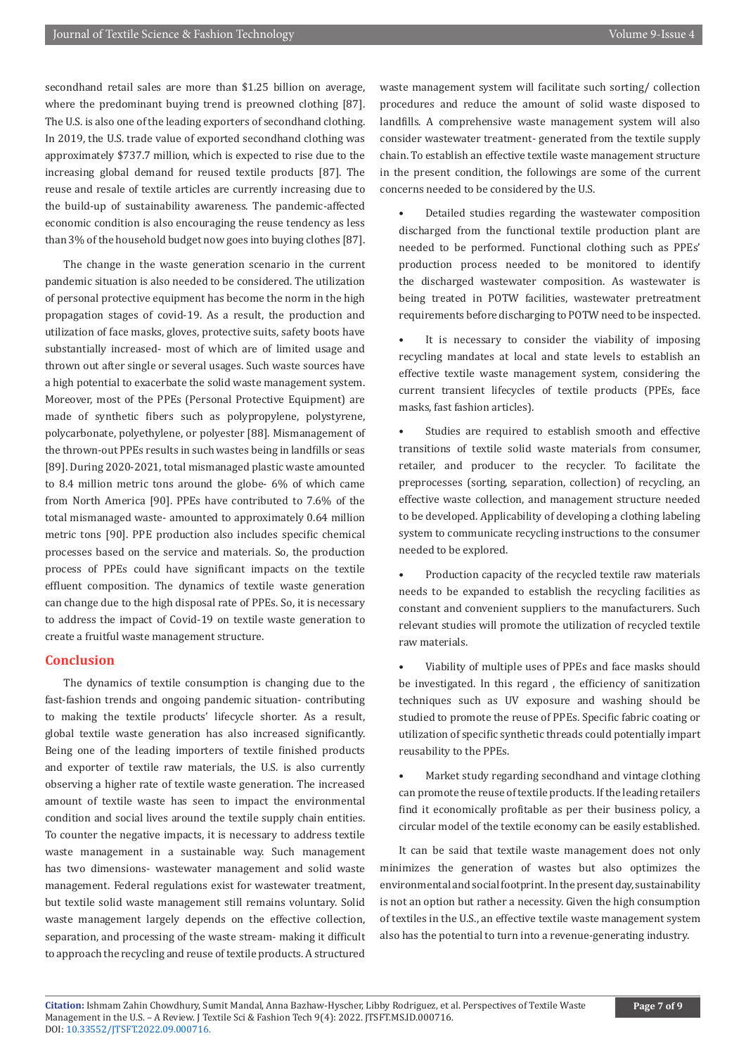secondhand retail sales are more than $1.25 billion on average, where the predominant buying trend is preowned clothing [87]. The U.S. is also one of the leading exporters of secondhand clothing. In 2019, the U.S. trade value of exported secondhand clothing was approximately $737.7 million, which is expected to rise due to the increasing global demand for reused textile products [87]. The reuse and resale of textile articles are currently increasing due to the build-up of sustainability awareness. The pandemic-affected economic condition is also encouraging the reuse tendency as less than 3% of the household budget now goes into buying clothes [87].

The change in the waste generation scenario in the current pandemic situation is also needed to be considered. The utilization of personal protective equipment has become the norm in the high propagation stages of covid-19. As a result, the production and utilization of face masks, gloves, protective suits, safety boots have substantially increased- most of which are of limited usage and thrown out after single or several usages. Such waste sources have a high potential to exacerbate the solid waste management system. Moreover, most of the PPEs (Personal Protective Equipment) are made of synthetic fibers such as polypropylene, polystyrene, polycarbonate, polyethylene, or polyester [88]. Mismanagement of the thrown-out PPEs results in such wastes being in landfills or seas [89]. During 2020-2021, total mismanaged plastic waste amounted to 8.4 million metric tons around the globe- 6% of which came from North America [90]. PPEs have contributed to 7.6% of the total mismanaged waste- amounted to approximately 0.64 million metric tons [90]. PPE production also includes specific chemical processes based on the service and materials. So, the production process of PPEs could have significant impacts on the textile effluent composition. The dynamics of textile waste generation can change due to the high disposal rate of PPEs. So, it is necessary to address the impact of Covid-19 on textile waste generation to create a fruitful waste management structure.

## Conclusion

The dynamics of textile consumption is changing due to the fast-fashion trends and ongoing pandemic situation- contributing to making the textile products' lifecycle shorter. As a result, global textile waste generation has also increased significantly. Being one of the leading importers of textile finished products and exporter of textile raw materials, the U.S. is also currently observing a higher rate of textile waste generation. The increased amount of textile waste has seen to impact the environmental condition and social lives around the textile supply chain entities. To counter the negative impacts, it is necessary to address textile waste management in a sustainable way. Such management has two dimensions- wastewater management and solid waste management. Federal regulations exist for wastewater treatment, but textile solid waste management still remains voluntary. Solid waste management largely depends on the effective collection, separation, and processing of the waste stream- making it difficult to approach the recycling and reuse of textile products. A structured waste management system will facilitate such sorting/ collection procedures and reduce the amount of solid waste disposed to landfills. A comprehensive waste management system will also consider wastewater treatment- generated from the textile supply chain. To establish an effective textile waste management structure in the present condition, the followings are some of the current concerns needed to be considered by the U.S.

- Detailed studies regarding the wastewater composition discharged from the functional textile production plant are needed to be performed. Functional clothing such as PPEs' production process needed to be monitored to identify the discharged wastewater composition. As wastewater is being treated in POTW facilities, wastewater pretreatment requirements before discharging to POTW need to be inspected.
- It is necessary to consider the viability of imposing recycling mandates at local and state levels to establish an effective textile waste management system, considering the current transient lifecycles of textile products (PPEs, face masks, fast fashion articles).
- Studies are required to establish smooth and effective transitions of textile solid waste materials from consumer, retailer, and producer to the recycler. To facilitate the preprocesses (sorting, separation, collection) of recycling, an effective waste collection, and management structure needed to be developed. Applicability of developing a clothing labeling system to communicate recycling instructions to the consumer needed to be explored.
- Production capacity of the recycled textile raw materials needs to be expanded to establish the recycling facilities as constant and convenient suppliers to the manufacturers. Such relevant studies will promote the utilization of recycled textile raw materials.
- Viability of multiple uses of PPEs and face masks should be investigated. In this regard , the efficiency of sanitization techniques such as UV exposure and washing should be studied to promote the reuse of PPEs. Specific fabric coating or utilization of specific synthetic threads could potentially impart reusability to the PPEs.
- Market study regarding secondhand and vintage clothing can promote the reuse of textile products. If the leading retailers find it economically profitable as per their business policy, a circular model of the textile economy can be easily established.

It can be said that textile waste management does not only minimizes the generation of wastes but also optimizes the environmental and social footprint. In the present day, sustainability is not an option but rather a necessity. Given the high consumption of textiles in the U.S., an effective textile waste management system also has the potential to turn into a revenue-generating industry.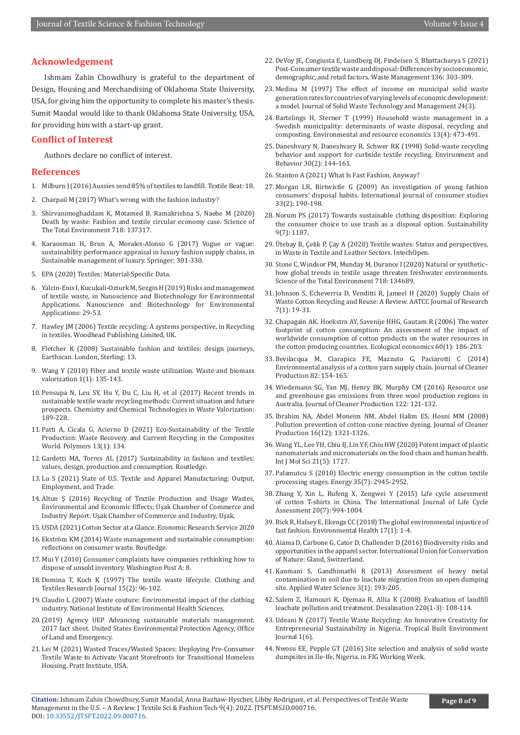## Acknowledgement

Ishmam Zahin Chowdhury is grateful to the department of Design, Housing and Merchandising of Oklahoma State University, USA, for giving him the opportunity to complete his master's thesis. Sumit Mandal would like to thank Oklahoma State University, USA, for providing him with a start-up grant.

## Conflict of Interest

Authors declare no conflict of interest.

## References

1. Milburn J (2016) Aussies send 85% of textiles to landfill. Textile Beat: 18.
2. Charpail M (2017) What's wrong with the fashion industry?
3. Shirvanimoghaddam K, Motamed B, Ramakrishna S, Naebe M (2020) Death by waste: Fashion and textile circular economy case. Science of The Total Environment 718: 137317.
4. Karaosman H, Brun A, Morales-Alonso G (2017) Vogue or vague: sustainability performance appraisal in luxury fashion supply chains, in Sustainable management of luxury. Springer: 301-330.
5. EPA (2020) Textiles: Material-Specific Data.
6. Yalcin-Enis I, Kucukali-Ozturk M, Sezgin H (2019) Risks and management of textile waste, in Nanoscience and Biotechnology for Environmental Applications. Nanoscience and Biotechnology for Environmental Applications: 29-53.
7. Hawley JM (2006) Textile recycling: A systems perspective, in Recycling in textiles. Woodhead Publishing Limited, UK.
8. Fletcher K (2008) Sustainable fashion and textiles: design journeys, Earthscan. London, Sterling: 13.
9. Wang Y (2010) Fiber and textile waste utilization. Waste and biomass valorization 1(1): 135-143.
10. Pensupa N, Leu SY, Hu Y, Du C, Liu H, et al (2017) Recent trends in sustainable textile waste recycling methods: Current situation and future prospects. Chemistry and Chemical Technologies in Waste Valorization: 189-228.
11. Patti A, Cicala G, Acierno D (2021) Eco-Sustainability of the Textile Production: Waste Recovery and Current Recycling in the Composites World. Polymers 13(1): 134.
12. Gardetti MA, Torres AL (2017) Sustainability in fashion and textiles: values, design, production and consumption. Routledge.
13. Lu S (2021) State of U.S. Textile and Apparel Manufacturing: Output, Employment, and Trade.
14. Altun Ş (2016) Recycling of Textile Production and Usage Wastes, Environmental and Economic Effects; Uşak Chamber of Commerce and Industry Report. Uşak Chamber of Commerce and Industry, Uşak,
15. USDA (2021) Cotton Sector at a Glance. Economic Research Service 2020
16. Ekström KM (2014) Waste management and sustainable consumption: reflections on consumer waste. Routledge.
17. Mui Y (2010) Consumer complaints have companies rethinking how to dispose of unsold inventory. Washington Post A: 8.
18. Domina T, Koch K (1997) The textile waste lifecycle. Clothing and Textiles Research Journal 15(2): 96-102.
19. Claudio L (2007) Waste couture: Environmental impact of the clothing industry. National Institute of Environmental Health Sciences.
20. (2019) Agency UEP Advancing sustainable materials management: 2017 fact sheet. United States Environmental Protection Agency, Office of Land and Emergency.
21. Lei M (2021) Wasted Traces/Wasted Spaces: Deploying Pre-Consumer Textile Waste to Activate Vacant Storefronts for Transitional Homeless Housing. Pratt Institute, USA.
22. DeVoy JE, Congiusta E, Lundberg DJ, Findeisen S, Bhattacharya S (2021) Post-Consumer textile waste and disposal: Differences by socioeconomic, demographic, and retail factors. Waste Management 136: 303-309.
23. Medina M (1997) The effect of income on municipal solid waste generation rates for countries of varying levels of economic development: a model. Journal of Solid Waste Technology and Management 24(3).
24. Bartelings H, Sterner T (1999) Household waste management in a Swedish municipality: determinants of waste disposal, recycling and composting. Environmental and resource economics 13(4): 473-491.
25. Daneshvary N, Daneshvary R, Schwer RK (1998) Solid-waste recycling behavior and support for curbside textile recycling. Environment and Behavior 30(2): 144-161.
26. Stanton A (2021) What Is Fast Fashion, Anyway?
27. Morgan LR, Birtwistle G (2009) An investigation of young fashion consumers' disposal habits. International journal of consumer studies 33(2): 190-198.
28. Norum PS (2017) Towards sustainable clothing disposition: Exploring the consumer choice to use trash as a disposal option. Sustainability 9(7): 1187.
29. Ütebay B, Çelik P, Çay A (2020) Textile wastes: Status and perspectives, in Waste in Textile and Leather Sectors. IntechOpen.
30. Stone C, Windsor FM, Munday M, Durance I (2020) Natural or synthetic–how global trends in textile usage threaten freshwater environments. Science of the Total Environment 718: 134689.
31. Johnson S, Echeverria D, Venditti R, Jameel H (2020) Supply Chain of Waste Cotton Recycling and Reuse: A Review. AATCC Journal of Research 7(1): 19-31.
32. Chapagain AK, Hoekstra AY, Savenije HHG, Gautam R (2006) The water footprint of cotton consumption: An assessment of the impact of worldwide consumption of cotton products on the water resources in the cotton producing countries. Ecological economics 60(1): 186-203.
33. Bevilacqua M, Ciarapica FE, Mazzuto G, Paciarotti C (2014) Environmental analysis of a cotton yarn supply chain. Journal of Cleaner Production 82: 154-165.
34. Wiedemann SG, Yan MJ, Henry BK, Murphy CM (2016) Resource use and greenhouse gas emissions from three wool production regions in Australia. Journal of Cleaner Production 122: 121-132.
35. Ibrahim NA, Abdel Moneim NM, Abdel Halim ES, Hosni MM (2008) Pollution prevention of cotton-cone reactive dyeing. Journal of Cleaner Production 16(12): 1321-1326.
36. Wang YL, Lee YH, Chiu IJ, Lin YF, Chiu HW (2020) Potent impact of plastic nanomaterials and micromaterials on the food chain and human health. Int J Mol Sci 21(5): 1727.
37. Palamutcu S (2010) Electric energy consumption in the cotton textile processing stages. Energy 35(7): 2945-2952.
38. Zhang Y, Xin L, Rufeng X, Zengwei Y (2015) Life cycle assessment of cotton T-shirts in China. The International Journal of Life Cycle Assessment 20(7): 994-1004.
39. Bick R, Halsey E, Ekenga CC (2018) The global environmental injustice of fast fashion. Environmental Health 17(1): 1-4.
40. Aiama D, Carbone G, Cator D, Challender D (2016) Biodiversity risks and opportunities in the apparel sector. International Union for Conservation of Nature: Gland, Switzerland.
41. Kanmani S, Gandhimathi R (2013) Assessment of heavy metal contamination in soil due to leachate migration from an open dumping site. Applied Water Science 3(1): 193-205.
42. Salem Z, Hamouri K, Djemaa R, Allia K (2008) Evaluation of landfill leachate pollution and treatment. Desalination 220(1-3): 108-114.
43. Udeani N (2017) Textile Waste Recycling: An Innovative Creativity for Entrepreneurial Sustainability in Nigeria. Tropical Built Environment Journal 1(6).
44. Nwosu EE, Pepple GT (2016) Site selection and analysis of solid waste dumpsites in Ile-Ife, Nigeria. in FIG Working Week.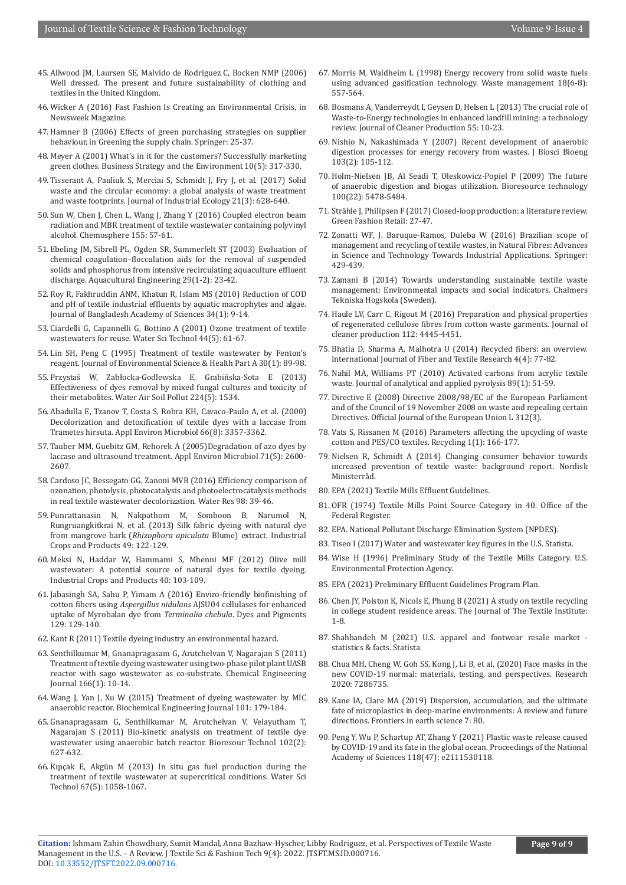45. Allwood JM, Laursen SE, Malvido de Rodríguez C, Bocken NMP (2006) Well dressed. The present and future sustainability of clothing and textiles in the United Kingdom.

46. Wicker A (2016) Fast Fashion Is Creating an Environmental Crisis, in Newsweek Magazine.

47. Hamner B (2006) Effects of green purchasing strategies on supplier behaviour, in Greening the supply chain. Springer: 25-37.

48. Meyer A (2001) What's in it for the customers? Successfully marketing green clothes. Business Strategy and the Environment 10(5): 317-330.

49. Tisserant A, Pauliuk S, Merciai S, Schmidt J, Fry J, et al. (2017) Solid waste and the circular economy: a global analysis of waste treatment and waste footprints. Journal of Industrial Ecology 21(3): 628-640.

50. Sun W, Chen J, Chen L, Wang J, Zhang Y (2016) Coupled electron beam radiation and MBR treatment of textile wastewater containing polyvinyl alcohol. Chemosphere 155: 57-61.

51. Ebeling JM, Sibrell PL, Ogden SR, Summerfelt ST (2003) Evaluation of chemical coagulation–flocculation aids for the removal of suspended solids and phosphorus from intensive recirculating aquaculture effluent discharge. Aquacultural Engineering 29(1-2): 23-42.

52. Roy R, Fakhruddin ANM, Khatun R, Islam MS (2010) Reduction of COD and pH of textile industrial effluents by aquatic macrophytes and algae. Journal of Bangladesh Academy of Sciences 34(1): 9-14.

53. Ciardelli G, Capannelli G, Bottino A (2001) Ozone treatment of textile wastewaters for reuse. Water Sci Technol 44(5): 61-67.

54. Lin SH, Peng C (1995) Treatment of textile wastewater by Fenton's reagent. Journal of Environmental Science & Health Part A 30(1): 89-98.

55. Przystaś W, Zabłocka-Godlewska E, Grabińska-Sota E (2013) Effectiveness of dyes removal by mixed fungal cultures and toxicity of their metabolites. Water Air Soil Pollut 224(5): 1534.

56. Abadulla E, Tzanov T, Costa S, Robra KH, Cavaco-Paulo A, et al. (2000) Decolorization and detoxification of textile dyes with a laccase from Trametes hirsuta. Appl Environ Microbiol 66(8): 3357-3362.

57. Tauber MM, Guebitz GM, Rehorek A (2005)Degradation of azo dyes by laccase and ultrasound treatment. Appl Environ Microbiol 71(5): 2600-2607.

58. Cardoso JC, Bessegato GG, Zanoni MVB (2016) Efficiency comparison of ozonation, photolysis, photocatalysis and photoelectrocatalysis methods in real textile wastewater decolorization. Water Res 98: 39-46.

59. Punrattanasin N, Nakpathom M, Somboon B, Narumol N, Rungruangkitkrai N, et al. (2013) Silk fabric dyeing with natural dye from mangrove bark (*Rhizophora apiculata* Blume) extract. Industrial Crops and Products 49: 122-129.

60. Meksi N, Haddar W, Hammami S, Mhenni MF (2012) Olive mill wastewater: A potential source of natural dyes for textile dyeing. Industrial Crops and Products 40: 103-109.

61. Jabasingh SA, Sahu P, Yimam A (2016) Enviro-friendly biofinishing of cotton fibers using *Aspergillus nidulans* AJSU04 cellulases for enhanced uptake of Myrobalan dye from *Terminalia chebula*. Dyes and Pigments 129: 129-140.

62. Kant R (2011) Textile dyeing industry an environmental hazard.

63. Senthilkumar M, Gnanapragasam G, Arutchelvan V, Nagarajan S (2011) Treatment of textile dyeing wastewater using two-phase pilot plant UASB reactor with sago wastewater as co-substrate. Chemical Engineering Journal 166(1): 10-14.

64. Wang J, Yan J, Xu W (2015) Treatment of dyeing wastewater by MIC anaerobic reactor. Biochemical Engineering Journal 101: 179-184.

65. Gnanapragasam G, Senthilkumar M, Arutchelvan V, Velayutham T, Nagarajan S (2011) Bio-kinetic analysis on treatment of textile dye wastewater using anaerobic batch reactor. Bioresour Technol 102(2): 627-632.

66. Kıpçak E, Akgün M (2013) In situ gas fuel production during the treatment of textile wastewater at supercritical conditions. Water Sci Technol 67(5): 1058-1067.

67. Morris M, Waldheim L (1998) Energy recovery from solid waste fuels using advanced gasification technology. Waste management 18(6-8): 557-564.

68. Bosmans A, Vanderreydt I, Geysen D, Helsen L (2013) The crucial role of Waste-to-Energy technologies in enhanced landfill mining: a technology review. Journal of Cleaner Production 55: 10-23.

69. Nishio N, Nakashimada Y (2007) Recent development of anaerobic digestion processes for energy recovery from wastes. J Biosci Bioeng 103(2): 105-112.

70. Holm-Nielsen JB, Al Seadi T, Oleskowicz-Popiel P (2009) The future of anaerobic digestion and biogas utilization. Bioresource technology 100(22): 5478-5484.

71. Strähle J, Philipsen F (2017) Closed-loop production: a literature review. Green Fashion Retail: 27-47.

72. Zonatti WF, J. Baruque-Ramos, Duleba W (2016) Brazilian scope of management and recycling of textile wastes, in Natural Fibres: Advances in Science and Technology Towards Industrial Applications. Springer: 429-439.

73. Zamani B (2014) Towards understanding sustainable textile waste management: Environmental impacts and social indicators. Chalmers Tekniska Hogskola (Sweden).

74. Haule LV, Carr C, Rigout M (2016) Preparation and physical properties of regenerated cellulose fibres from cotton waste garments. Journal of cleaner production 112: 4445-4451.

75. Bhatia D, Sharma A, Malhotra U (2014) Recycled fibers: an overview. International Journal of Fiber and Textile Research 4(4): 77-82.

76. Nahil MA, Williams PT (2010) Activated carbons from acrylic textile waste. Journal of analytical and applied pyrolysis 89(1): 51-59.

77. Directive E (2008) Directive 2008/98/EC of the European Parliament and of the Council of 19 November 2008 on waste and repealing certain Directives. Official Journal of the European Union L 312(3).

78. Vats S, Rissanen M (2016) Parameters affecting the upcycling of waste cotton and PES/CO textiles. Recycling 1(1): 166-177.

79. Nielsen R, Schmidt A (2014) Changing consumer behavior towards increased prevention of textile waste: background report. Nordisk Ministerråd.

80. EPA (2021) Textile Mills Effluent Guidelines.

81. OFR (1974) Textile Mills Point Source Category in 40. Office of the Federal Register.

82. EPA. National Pollutant Discharge Elimination System (NPDES).

83. Tiseo I (2017) Water and wastewater key figures in the U.S. Statista.

84. Wise H (1996) Preliminary Study of the Textile Mills Category. U.S. Environmental Protection Agency.

85. EPA (2021) Preliminary Effluent Guidelines Program Plan.

86. Chen JY, Polston K, Nicols E, Phung B (2021) A study on textile recycling in college student residence areas. The Journal of The Textile Institute: 1-8.

87. Shahbandeh M (2021) U.S. apparel and footwear resale market - statistics & facts. Statista.

88. Chua MH, Cheng W, Goh SS, Kong J, Li B, et al, (2020) Face masks in the new COVID-19 normal: materials, testing, and perspectives. Research 2020: 7286735.

89. Kane IA, Clare MA (2019) Dispersion, accumulation, and the ultimate fate of microplastics in deep-marine environments: A review and future directions. Frontiers in earth science 7: 80.

90. Peng Y, Wu P, Schartup AT, Zhang Y (2021) Plastic waste release caused by COVID-19 and its fate in the global ocean. Proceedings of the National Academy of Sciences 118(47): e2111530118.